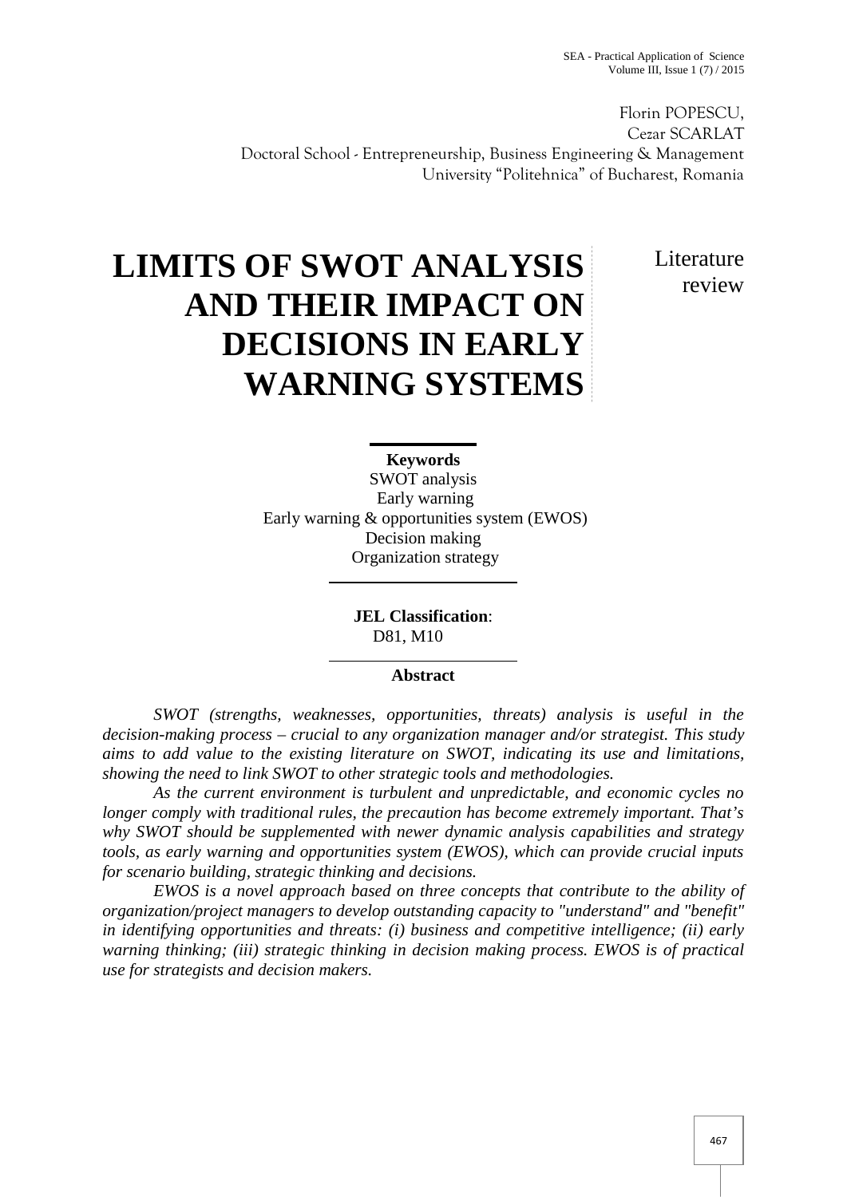Florin POPESCU,
Cezar SCARLAT
Doctoral School - Entrepreneurship, Business Engineering & Management
University "Politehnica" of Bucharest, Romania

# LIMITS OF SWOT ANALYSIS AND THEIR IMPACT ON DECISIONS IN EARLY WARNING SYSTEMS

Literature review

**Keywords**
SWOT analysis
Early warning
Early warning & opportunities system (EWOS)
Decision making
Organization strategy

**JEL Classification**:
D81, M10

**Abstract**

*SWOT (strengths, weaknesses, opportunities, threats) analysis is useful in the decision-making process – crucial to any organization manager and/or strategist. This study aims to add value to the existing literature on SWOT, indicating its use and limitations, showing the need to link SWOT to other strategic tools and methodologies.*

*As the current environment is turbulent and unpredictable, and economic cycles no longer comply with traditional rules, the precaution has become extremely important. That's why SWOT should be supplemented with newer dynamic analysis capabilities and strategy tools, as early warning and opportunities system (EWOS), which can provide crucial inputs for scenario building, strategic thinking and decisions.*

*EWOS is a novel approach based on three concepts that contribute to the ability of organization/project managers to develop outstanding capacity to "understand" and "benefit" in identifying opportunities and threats: (i) business and competitive intelligence; (ii) early warning thinking; (iii) strategic thinking in decision making process. EWOS is of practical use for strategists and decision makers.*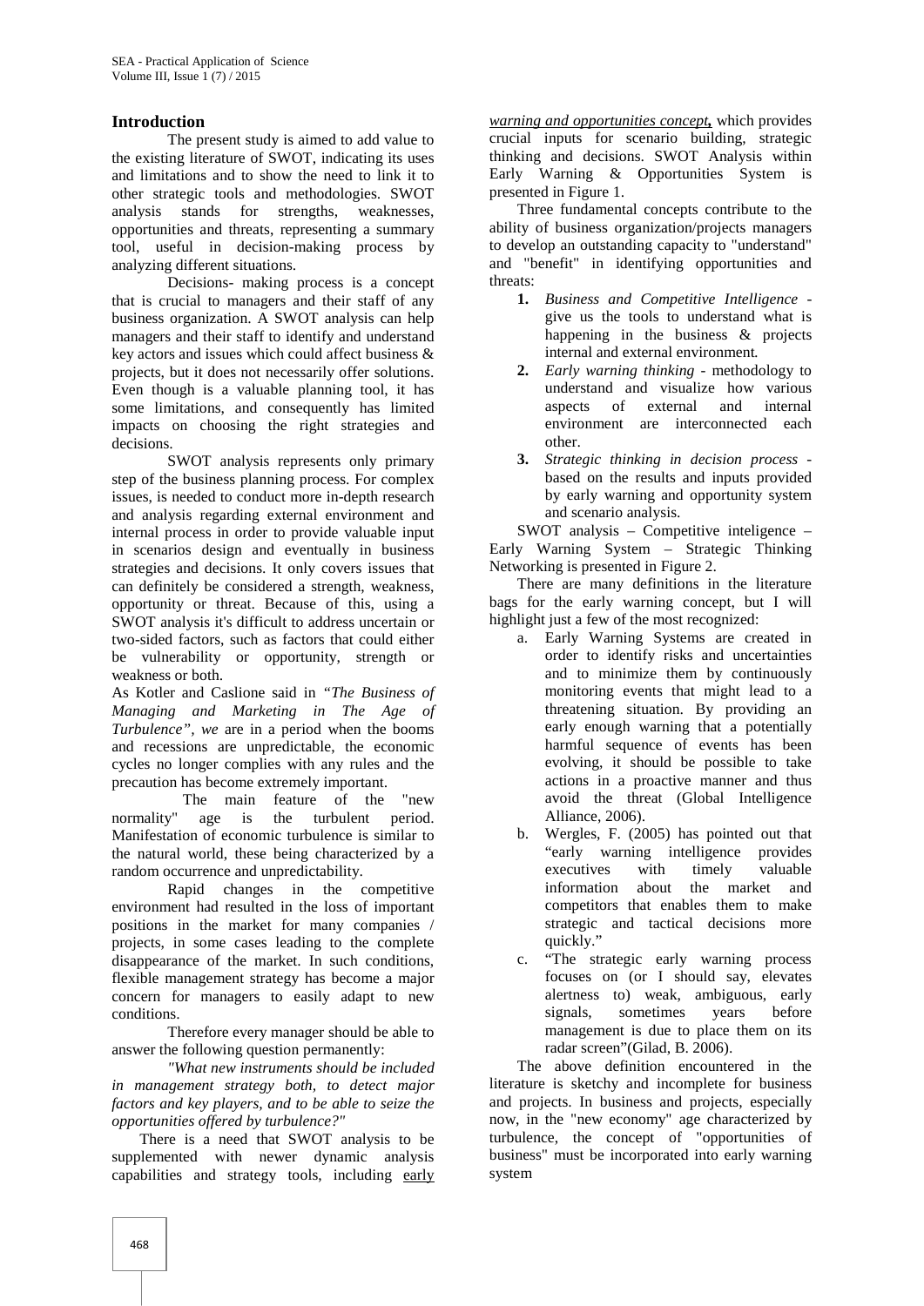## Introduction

The present study is aimed to add value to the existing literature of SWOT, indicating its uses and limitations and to show the need to link it to other strategic tools and methodologies. SWOT analysis stands for strengths, weaknesses, opportunities and threats, representing a summary tool, useful in decision-making process by analyzing different situations.

Decisions- making process is a concept that is crucial to managers and their staff of any business organization. A SWOT analysis can help managers and their staff to identify and understand key actors and issues which could affect business & projects, but it does not necessarily offer solutions. Even though is a valuable planning tool, it has some limitations, and consequently has limited impacts on choosing the right strategies and decisions.

SWOT analysis represents only primary step of the business planning process. For complex issues, is needed to conduct more in-depth research and analysis regarding external environment and internal process in order to provide valuable input in scenarios design and eventually in business strategies and decisions. It only covers issues that can definitely be considered a strength, weakness, opportunity or threat. Because of this, using a SWOT analysis it's difficult to address uncertain or two-sided factors, such as factors that could either be vulnerability or opportunity, strength or weakness or both.

As Kotler and Caslione said in *"The Business of Managing and Marketing in The Age of Turbulence", we* are in a period when the booms and recessions are unpredictable, the economic cycles no longer complies with any rules and the precaution has become extremely important.

The main feature of the "new normality" age is the turbulent period. Manifestation of economic turbulence is similar to the natural world, these being characterized by a random occurrence and unpredictability.

Rapid changes in the competitive environment had resulted in the loss of important positions in the market for many companies / projects, in some cases leading to the complete disappearance of the market. In such conditions, flexible management strategy has become a major concern for managers to easily adapt to new conditions.

Therefore every manager should be able to answer the following question permanently:

*"What new instruments should be included in management strategy both, to detect major factors and key players, and to be able to seize the opportunities offered by turbulence?"*

There is a need that SWOT analysis to be supplemented with newer dynamic analysis capabilities and strategy tools, including *early warning and opportunities concept*, which provides crucial inputs for scenario building, strategic thinking and decisions. SWOT Analysis within Early Warning & Opportunities System is presented in Figure 1.

Three fundamental concepts contribute to the ability of business organization/projects managers to develop an outstanding capacity to "understand" and "benefit" in identifying opportunities and threats:

1. *Business and Competitive Intelligence* - give us the tools to understand what is happening in the business & projects internal and external environment.
2. *Early warning thinking* - methodology to understand and visualize how various aspects of external and internal environment are interconnected each other.
3. *Strategic thinking in decision process* - based on the results and inputs provided by early warning and opportunity system and scenario analysis.

SWOT analysis – Competitive inteligence – Early Warning System – Strategic Thinking Networking is presented in Figure 2.

There are many definitions in the literature bags for the early warning concept, but I will highlight just a few of the most recognized:

a. Early Warning Systems are created in order to identify risks and uncertainties and to minimize them by continuously monitoring events that might lead to a threatening situation. By providing an early enough warning that a potentially harmful sequence of events has been evolving, it should be possible to take actions in a proactive manner and thus avoid the threat (Global Intelligence Alliance, 2006).
b. Wergles, F. (2005) has pointed out that "early warning intelligence provides executives with timely valuable information about the market and competitors that enables them to make strategic and tactical decisions more quickly."
c. "The strategic early warning process focuses on (or I should say, elevates alertness to) weak, ambiguous, early signals, sometimes years before management is due to place them on its radar screen"(Gilad, B. 2006).

The above definition encountered in the literature is sketchy and incomplete for business and projects. In business and projects, especially now, in the "new economy" age characterized by turbulence, the concept of "opportunities of business" must be incorporated into early warning system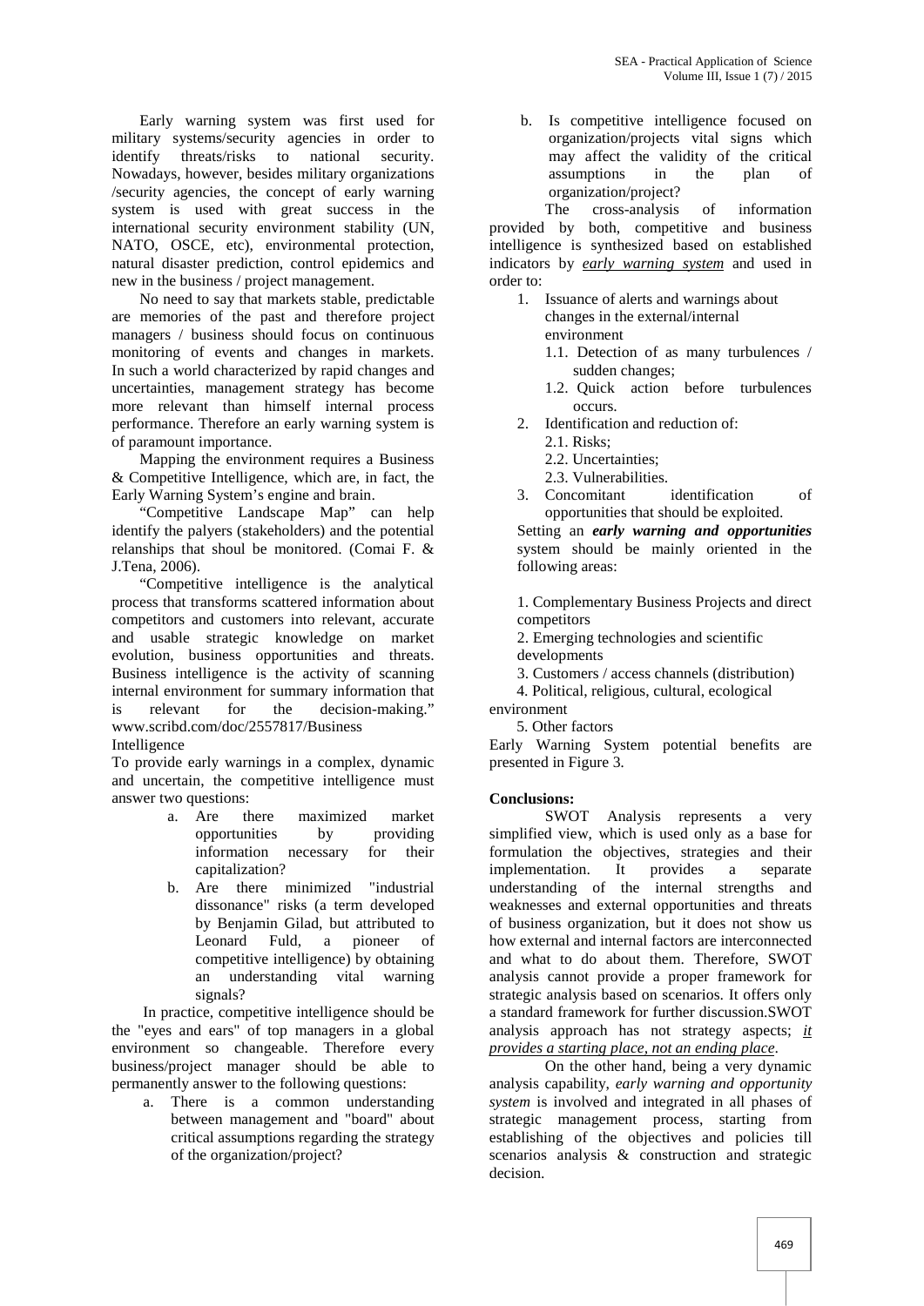Early warning system was first used for military systems/security agencies in order to identify threats/risks to national security. Nowadays, however, besides military organizations /security agencies, the concept of early warning system is used with great success in the international security environment stability (UN, NATO, OSCE, etc), environmental protection, natural disaster prediction, control epidemics and new in the business / project management.

No need to say that markets stable, predictable are memories of the past and therefore project managers / business should focus on continuous monitoring of events and changes in markets. In such a world characterized by rapid changes and uncertainties, management strategy has become more relevant than himself internal process performance. Therefore an early warning system is of paramount importance.

Mapping the environment requires a Business & Competitive Intelligence, which are, in fact, the Early Warning System's engine and brain.

"Competitive Landscape Map" can help identify the palyers (stakeholders) and the potential relanships that shoul be monitored. (Comai F. & J.Tena, 2006).

"Competitive intelligence is the analytical process that transforms scattered information about competitors and customers into relevant, accurate and usable strategic knowledge on market evolution, business opportunities and threats. Business intelligence is the activity of scanning internal environment for summary information that is relevant for the decision-making." www.scribd.com/doc/2557817/Business Intelligence

To provide early warnings in a complex, dynamic and uncertain, the competitive intelligence must answer two questions:

a. Are there maximized market opportunities by providing information necessary for their capitalization?
b. Are there minimized "industrial dissonance" risks (a term developed by Benjamin Gilad, but attributed to Leonard Fuld, a pioneer of competitive intelligence) by obtaining an understanding vital warning signals?

In practice, competitive intelligence should be the "eyes and ears" of top managers in a global environment so changeable. Therefore every business/project manager should be able to permanently answer to the following questions:

a. There is a common understanding between management and "board" about critical assumptions regarding the strategy of the organization/project?
b. Is competitive intelligence focused on organization/projects vital signs which may affect the validity of the critical assumptions in the plan of organization/project?

The cross-analysis of information provided by both, competitive and business intelligence is synthesized based on established indicators by ***early warning system*** and used in order to:

1. Issuance of alerts and warnings about changes in the external/internal environment
   1.1. Detection of as many turbulences / sudden changes;
   1.2. Quick action before turbulences occurs.
2. Identification and reduction of:
   2.1. Risks;
   2.2. Uncertainties;
   2.3. Vulnerabilities.
3. Concomitant identification of opportunities that should be exploited.

Setting an ***early warning and opportunities*** system should be mainly oriented in the following areas:

1. Complementary Business Projects and direct competitors
2. Emerging technologies and scientific developments
3. Customers / access channels (distribution)
4. Political, religious, cultural, ecological environment
5. Other factors

Early Warning System potential benefits are presented in Figure 3.

**Conclusions:**

SWOT Analysis represents a very simplified view, which is used only as a base for formulation the objectives, strategies and their implementation. It provides a separate understanding of the internal strengths and weaknesses and external opportunities and threats of business organization, but it does not show us how external and internal factors are interconnected and what to do about them. Therefore, SWOT analysis cannot provide a proper framework for strategic analysis based on scenarios. It offers only a standard framework for further discussion.SWOT analysis approach has not strategy aspects; *it provides a starting place, not an ending place*.

On the other hand, being a very dynamic analysis capability, *early warning and opportunity system* is involved and integrated in all phases of strategic management process, starting from establishing of the objectives and policies till scenarios analysis & construction and strategic decision.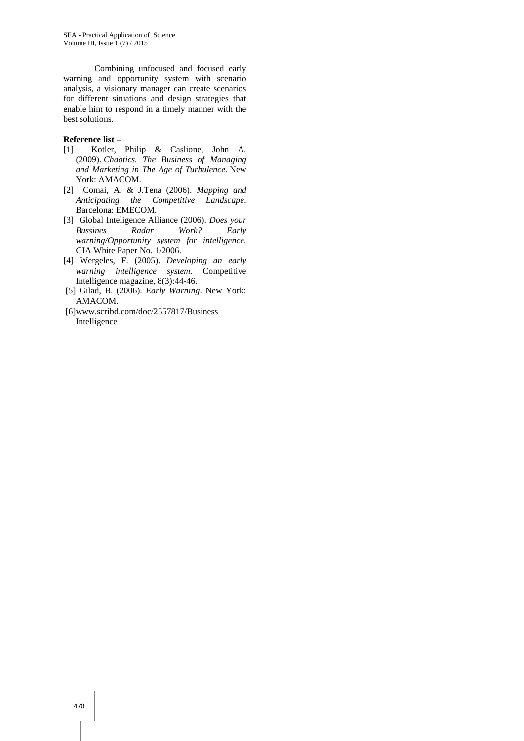Combining unfocused and focused early warning and opportunity system with scenario analysis, a visionary manager can create scenarios for different situations and design strategies that enable him to respond in a timely manner with the best solutions.

**Reference list –**

[1] Kotler, Philip & Caslione, John A. (2009). *Chaotics. The Business of Managing and Marketing in The Age of Turbulence*. New York: AMACOM.

[2] Comai, A. & J.Tena (2006). *Mapping and Anticipating the Competitive Landscape*. Barcelona: EMECOM.

[3] Global Inteligence Alliance (2006). *Does your Bussines Radar Work? Early warning/Opportunity system for intelligence.* GIA White Paper No. 1/2006.

[4] Wergeles, F. (2005). *Developing an early warning intelligence system*. Competitive Intelligence magazine, 8(3):44-46.

[5] Gilad, B. (2006). *Early Warning*. New York: AMACOM.

[6]www.scribd.com/doc/2557817/Business Intelligence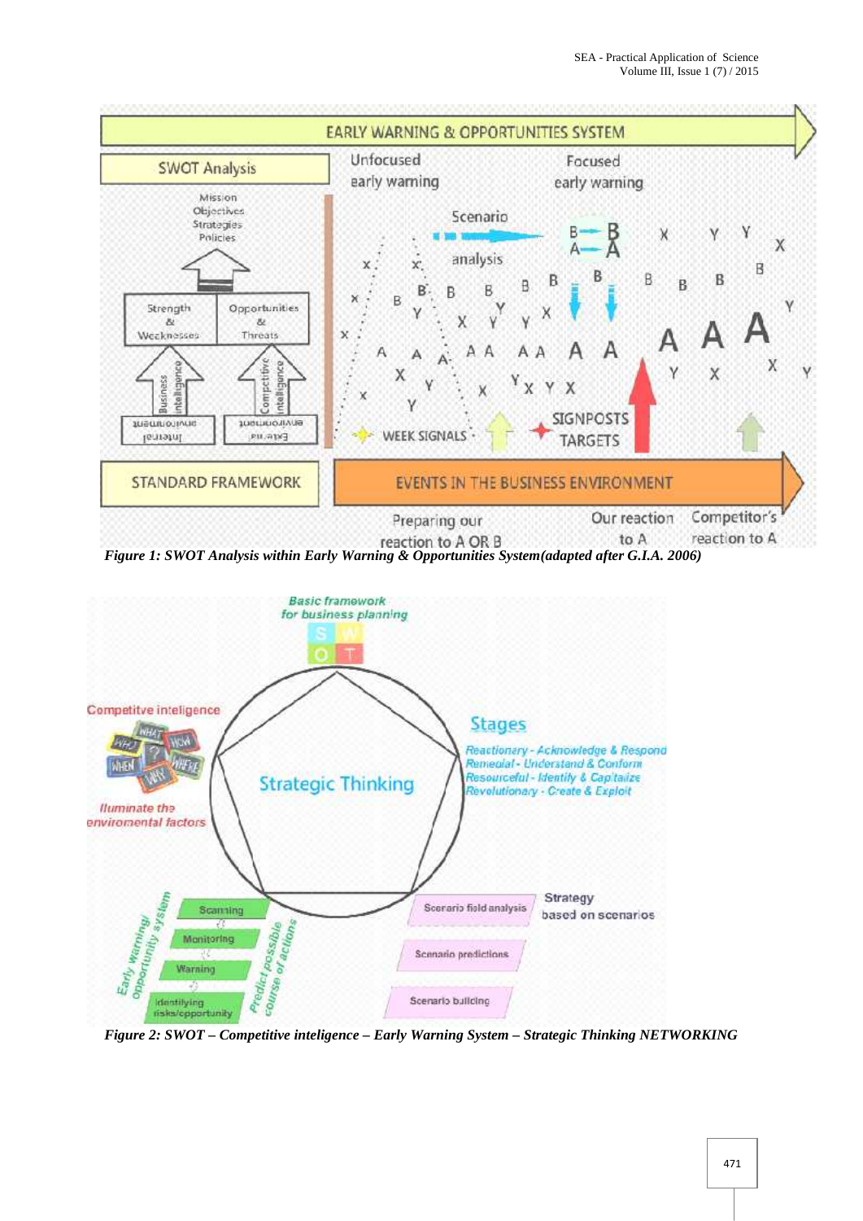*Figure 1: SWOT Analysis within Early Warning & Opportunities System(adapted after G.I.A. 2006)*

*Figure 2: SWOT – Competitive inteligence – Early Warning System – Strategic Thinking NETWORKING*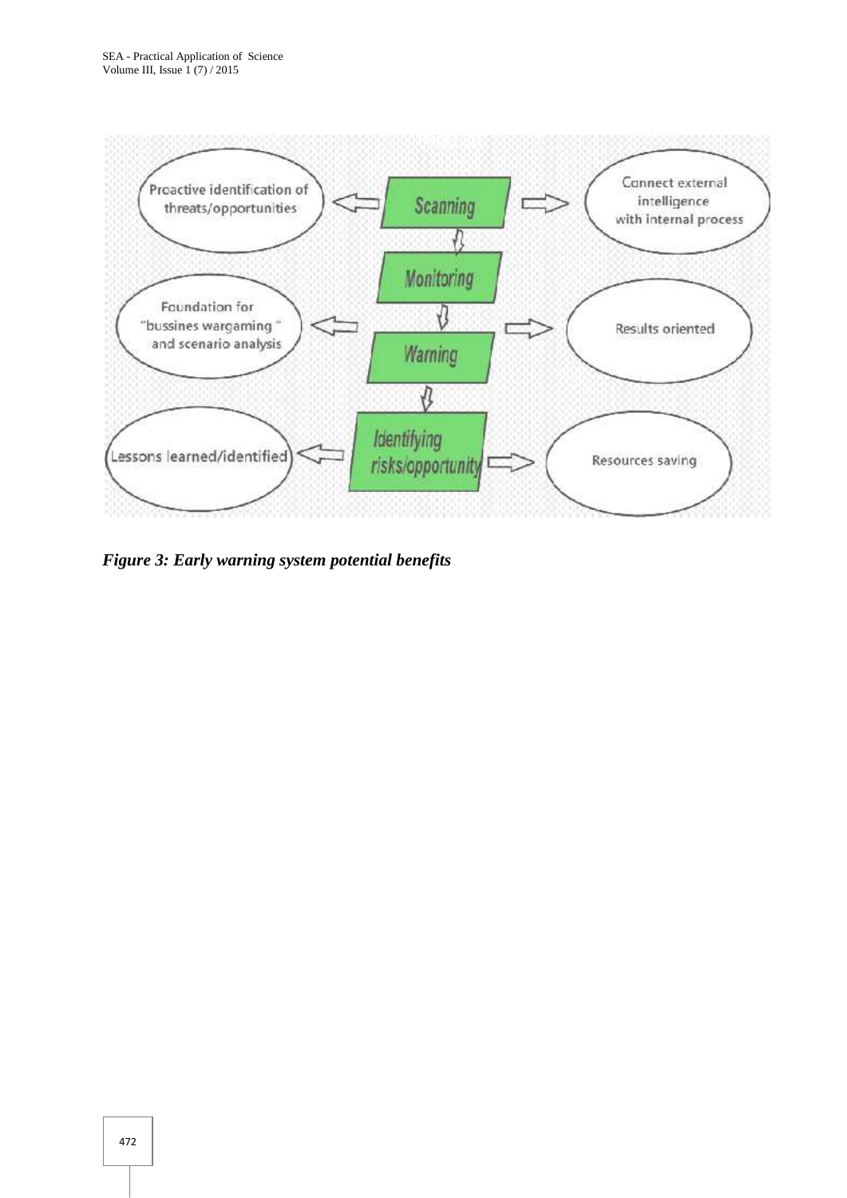Proactive identification of threats/opportunities

Scanning

Connect external intelligence with internal process

Monitoring

Foundation for "bussines wargaming " and scenario analysis

Warning

Results oriented

Identifying risks/opportunity

Lessons learned/identified

Resources saving

*Figure 3: Early warning system potential benefits*